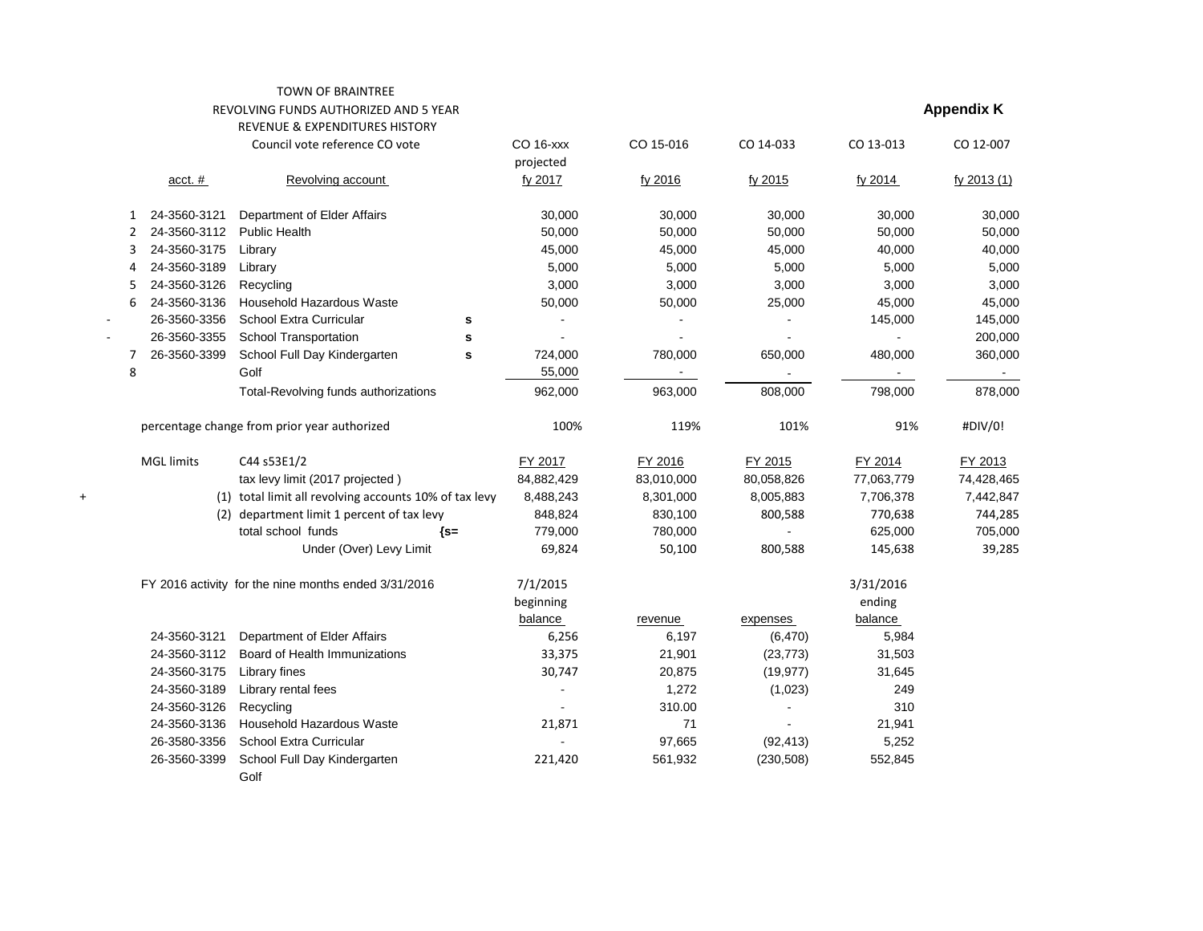TOWN OF BRAINTREE

REVOLVING FUNDS AUTHORIZED AND 5 YEAR

REVENUE & EXPENDITURES HISTORY

**Appendix K**

| | acct. # | Revolving account | | CO 16-xxx projected fy 2017 | CO 15-016 fy 2016 | CO 14-033 fy 2015 | CO 13-013 fy 2014 | CO 12-007 fy 2013 (1) |
|---|---|---|---|---|---|---|---|---|
| | | Council vote reference CO vote | | | | | | |
| 1 | 24-3560-3121 | Department of Elder Affairs | | 30,000 | 30,000 | 30,000 | 30,000 | 30,000 |
| 2 | 24-3560-3112 | Public Health | | 50,000 | 50,000 | 50,000 | 50,000 | 50,000 |
| 3 | 24-3560-3175 | Library | | 45,000 | 45,000 | 45,000 | 40,000 | 40,000 |
| 4 | 24-3560-3189 | Library | | 5,000 | 5,000 | 5,000 | 5,000 | 5,000 |
| 5 | 24-3560-3126 | Recycling | | 3,000 | 3,000 | 3,000 | 3,000 | 3,000 |
| 6 | 24-3560-3136 | Household Hazardous Waste | | 50,000 | 50,000 | 25,000 | 45,000 | 45,000 |
| - | 26-3560-3356 | School Extra Curricular | s | - | - | - | 145,000 | 145,000 |
| - | 26-3560-3355 | School Transportation | s | - | - | - | - | 200,000 |
| 7 | 26-3560-3399 | School Full Day Kindergarten | s | 724,000 | 780,000 | 650,000 | 480,000 | 360,000 |
| 8 | | Golf | | 55,000 | - | - | - | - |
| | | Total-Revolving funds authorizations | | 962,000 | 963,000 | 808,000 | 798,000 | 878,000 |
| | | percentage change from prior year authorized | | 100% | 119% | 101% | 91% | #DIV/0! |
| | MGL limits | C44 s53E1/2 | | FY 2017 | FY 2016 | FY 2015 | FY 2014 | FY 2013 |
| | | tax levy limit (2017 projected ) | | 84,882,429 | 83,010,000 | 80,058,826 | 77,063,779 | 74,428,465 |
| + | (1) | total limit all revolving accounts 10% of tax levy | | 8,488,243 | 8,301,000 | 8,005,883 | 7,706,378 | 7,442,847 |
| | (2) | department limit 1 percent of tax levy | | 848,824 | 830,100 | 800,588 | 770,638 | 744,285 |
| | | total school funds | {s= | 779,000 | 780,000 | - | 625,000 | 705,000 |
| | | Under (Over) Levy Limit | | 69,824 | 50,100 | 800,588 | 145,638 | 39,285 |

FY 2016 activity for the nine months ended 3/31/2016

| acct. # | Revolving account | 7/1/2015 beginning balance | revenue | expenses | 3/31/2016 ending balance |
|---|---|---|---|---|---|
| 24-3560-3121 | Department of Elder Affairs | 6,256 | 6,197 | (6,470) | 5,984 |
| 24-3560-3112 | Board of Health Immunizations | 33,375 | 21,901 | (23,773) | 31,503 |
| 24-3560-3175 | Library fines | 30,747 | 20,875 | (19,977) | 31,645 |
| 24-3560-3189 | Library rental fees | - | 1,272 | (1,023) | 249 |
| 24-3560-3126 | Recycling | - | 310.00 | - | 310 |
| 24-3560-3136 | Household Hazardous Waste | 21,871 | 71 | - | 21,941 |
| 26-3580-3356 | School Extra Curricular | - | 97,665 | (92,413) | 5,252 |
| 26-3560-3399 | School Full Day Kindergarten | 221,420 | 561,932 | (230,508) | 552,845 |
| | Golf | | | | |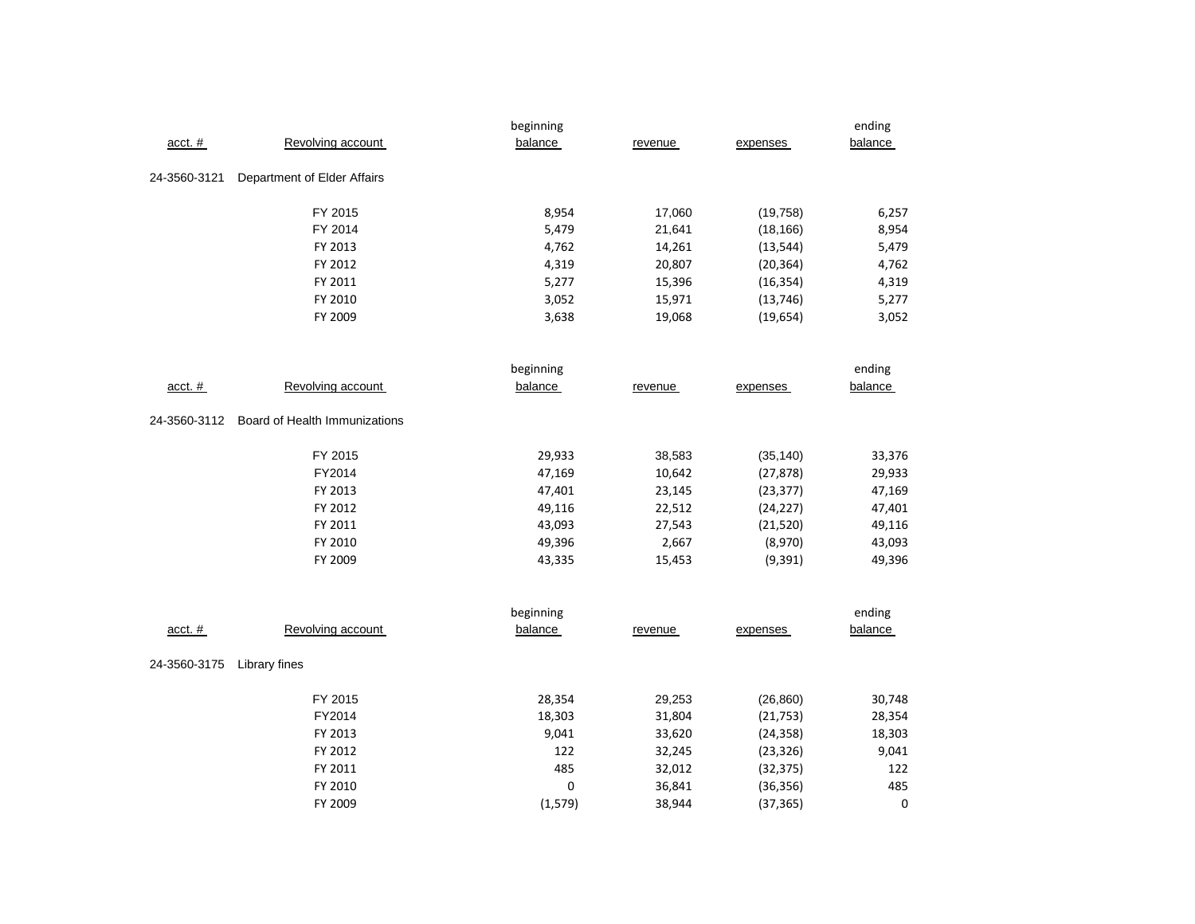| acct. # | Revolving account | beginning balance | revenue | expenses | ending balance |
|---|---|---|---|---|---|
| 24-3560-3121 | Department of Elder Affairs | | | | |
| | FY 2015 | 8,954 | 17,060 | (19,758) | 6,257 |
| | FY 2014 | 5,479 | 21,641 | (18,166) | 8,954 |
| | FY 2013 | 4,762 | 14,261 | (13,544) | 5,479 |
| | FY 2012 | 4,319 | 20,807 | (20,364) | 4,762 |
| | FY 2011 | 5,277 | 15,396 | (16,354) | 4,319 |
| | FY 2010 | 3,052 | 15,971 | (13,746) | 5,277 |
| | FY 2009 | 3,638 | 19,068 | (19,654) | 3,052 |

| acct. # | Revolving account | beginning balance | revenue | expenses | ending balance |
|---|---|---|---|---|---|
| 24-3560-3112 | Board of Health Immunizations | | | | |
| | FY 2015 | 29,933 | 38,583 | (35,140) | 33,376 |
| | FY2014 | 47,169 | 10,642 | (27,878) | 29,933 |
| | FY 2013 | 47,401 | 23,145 | (23,377) | 47,169 |
| | FY 2012 | 49,116 | 22,512 | (24,227) | 47,401 |
| | FY 2011 | 43,093 | 27,543 | (21,520) | 49,116 |
| | FY 2010 | 49,396 | 2,667 | (8,970) | 43,093 |
| | FY 2009 | 43,335 | 15,453 | (9,391) | 49,396 |

| acct. # | Revolving account | beginning balance | revenue | expenses | ending balance |
|---|---|---|---|---|---|
| 24-3560-3175 | Library fines | | | | |
| | FY 2015 | 28,354 | 29,253 | (26,860) | 30,748 |
| | FY2014 | 18,303 | 31,804 | (21,753) | 28,354 |
| | FY 2013 | 9,041 | 33,620 | (24,358) | 18,303 |
| | FY 2012 | 122 | 32,245 | (23,326) | 9,041 |
| | FY 2011 | 485 | 32,012 | (32,375) | 122 |
| | FY 2010 | 0 | 36,841 | (36,356) | 485 |
| | FY 2009 | (1,579) | 38,944 | (37,365) | 0 |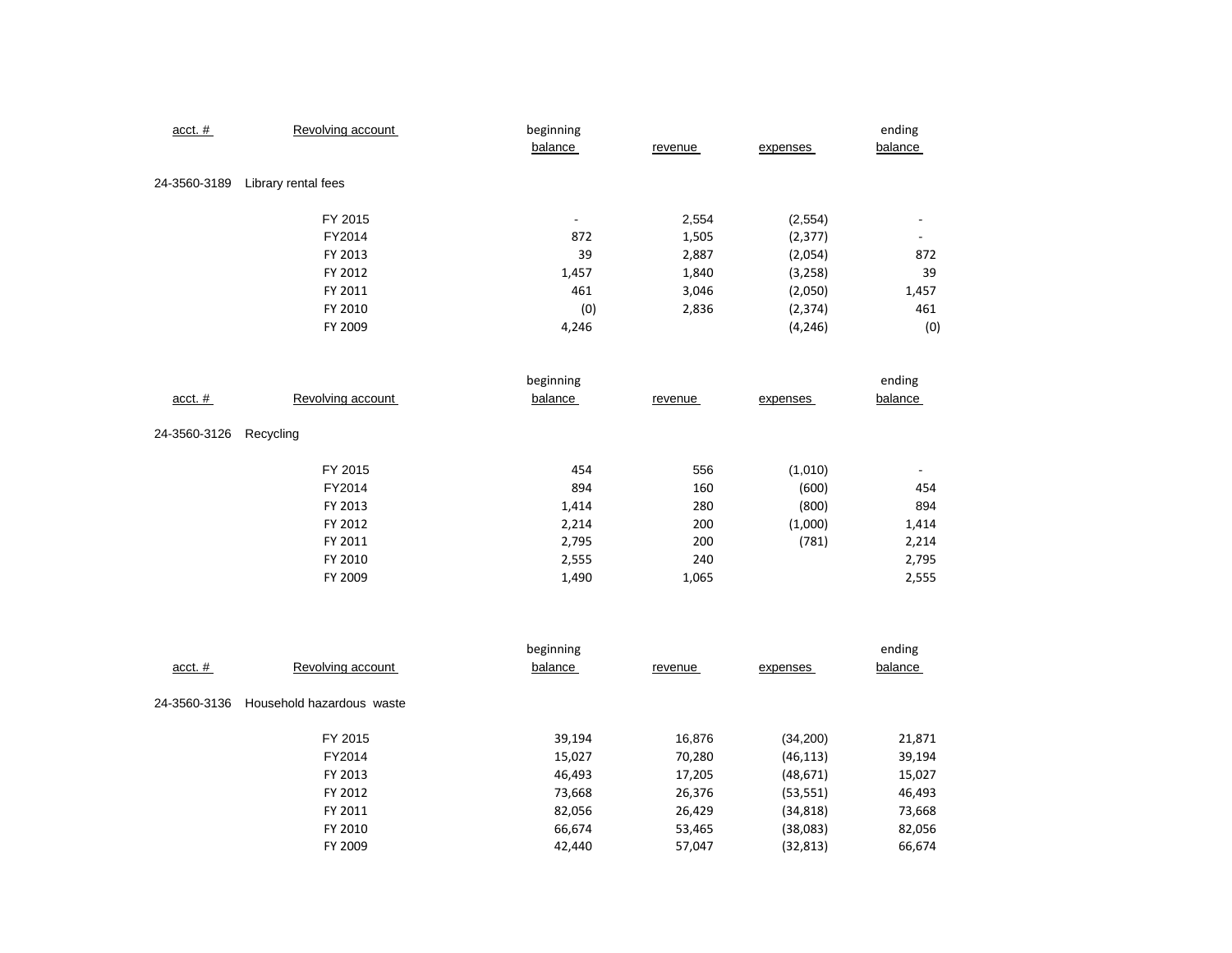| acct. # | Revolving account | beginning balance | revenue | expenses | ending balance |
|---|---|---|---|---|---|
| 24-3560-3189 | Library rental fees | | | | |
| | FY 2015 | - | 2,554 | (2,554) | - |
| | FY2014 | 872 | 1,505 | (2,377) | - |
| | FY 2013 | 39 | 2,887 | (2,054) | 872 |
| | FY 2012 | 1,457 | 1,840 | (3,258) | 39 |
| | FY 2011 | 461 | 3,046 | (2,050) | 1,457 |
| | FY 2010 | (0) | 2,836 | (2,374) | 461 |
| | FY 2009 | 4,246 | | (4,246) | (0) |

| acct. # | Revolving account | beginning balance | revenue | expenses | ending balance |
|---|---|---|---|---|---|
| 24-3560-3126 | Recycling | | | | |
| | FY 2015 | 454 | 556 | (1,010) | - |
| | FY2014 | 894 | 160 | (600) | 454 |
| | FY 2013 | 1,414 | 280 | (800) | 894 |
| | FY 2012 | 2,214 | 200 | (1,000) | 1,414 |
| | FY 2011 | 2,795 | 200 | (781) | 2,214 |
| | FY 2010 | 2,555 | 240 | | 2,795 |
| | FY 2009 | 1,490 | 1,065 | | 2,555 |

| acct. # | Revolving account | beginning balance | revenue | expenses | ending balance |
|---|---|---|---|---|---|
| 24-3560-3136 | Household hazardous waste | | | | |
| | FY 2015 | 39,194 | 16,876 | (34,200) | 21,871 |
| | FY2014 | 15,027 | 70,280 | (46,113) | 39,194 |
| | FY 2013 | 46,493 | 17,205 | (48,671) | 15,027 |
| | FY 2012 | 73,668 | 26,376 | (53,551) | 46,493 |
| | FY 2011 | 82,056 | 26,429 | (34,818) | 73,668 |
| | FY 2010 | 66,674 | 53,465 | (38,083) | 82,056 |
| | FY 2009 | 42,440 | 57,047 | (32,813) | 66,674 |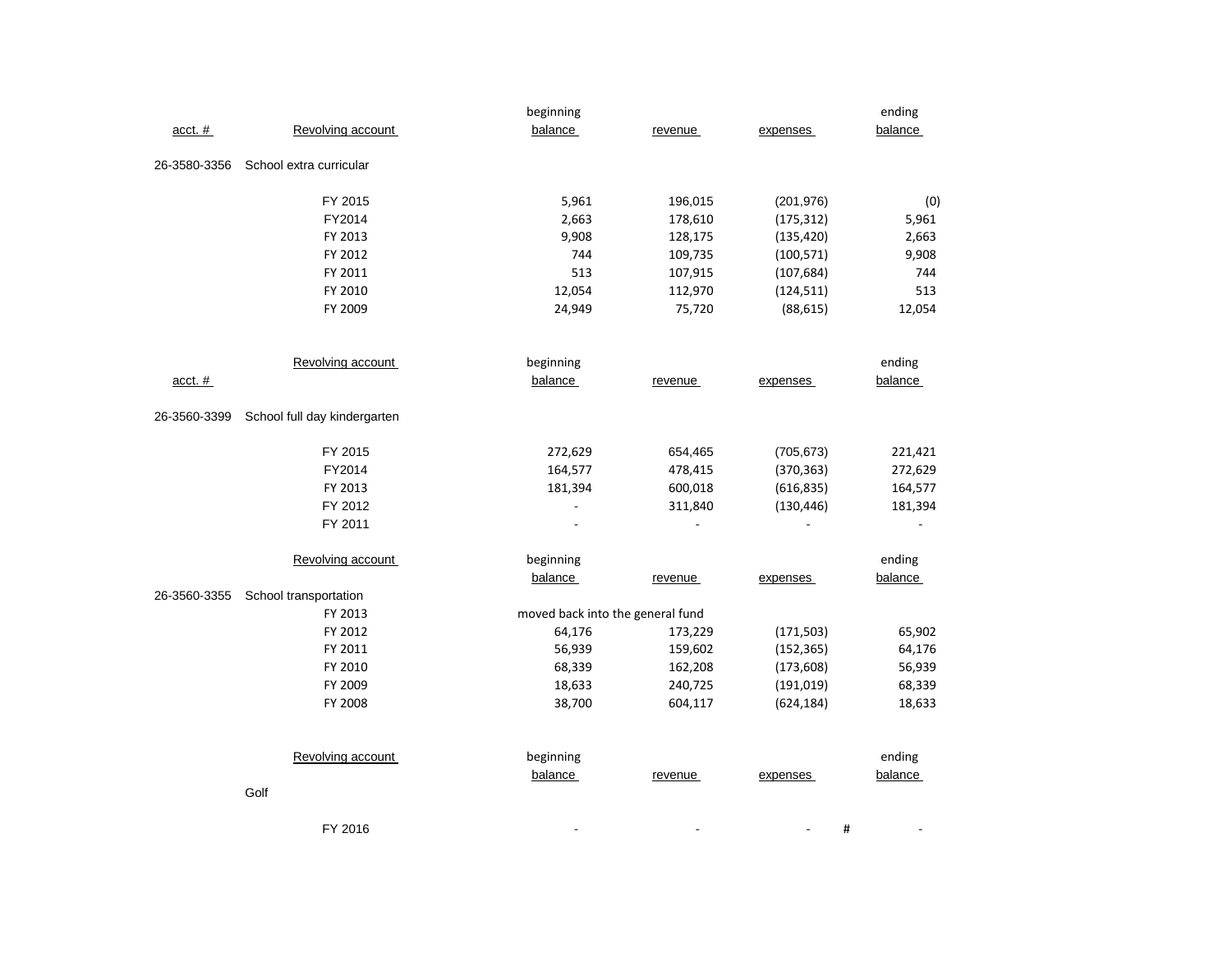| acct. # | Revolving account | beginning balance | revenue | expenses | ending balance |
|---|---|---|---|---|---|
| 26-3580-3356 | School extra curricular | | | | |
| | FY 2015 | 5,961 | 196,015 | (201,976) | (0) |
| | FY2014 | 2,663 | 178,610 | (175,312) | 5,961 |
| | FY 2013 | 9,908 | 128,175 | (135,420) | 2,663 |
| | FY 2012 | 744 | 109,735 | (100,571) | 9,908 |
| | FY 2011 | 513 | 107,915 | (107,684) | 744 |
| | FY 2010 | 12,054 | 112,970 | (124,511) | 513 |
| | FY 2009 | 24,949 | 75,720 | (88,615) | 12,054 |

| acct. # | Revolving account | beginning balance | revenue | expenses | ending balance |
|---|---|---|---|---|---|
| 26-3560-3399 | School full day kindergarten | | | | |
| | FY 2015 | 272,629 | 654,465 | (705,673) | 221,421 |
| | FY2014 | 164,577 | 478,415 | (370,363) | 272,629 |
| | FY 2013 | 181,394 | 600,018 | (616,835) | 164,577 |
| | FY 2012 | - | 311,840 | (130,446) | 181,394 |
| | FY 2011 | - | - | - | - |

| | Revolving account | beginning balance | revenue | expenses | ending balance |
|---|---|---|---|---|---|
| 26-3560-3355 | School transportation | | | | |
| | FY 2013 | moved back into the general fund | | | |
| | FY 2012 | 64,176 | 173,229 | (171,503) | 65,902 |
| | FY 2011 | 56,939 | 159,602 | (152,365) | 64,176 |
| | FY 2010 | 68,339 | 162,208 | (173,608) | 56,939 |
| | FY 2009 | 18,633 | 240,725 | (191,019) | 68,339 |
| | FY 2008 | 38,700 | 604,117 | (624,184) | 18,633 |

| | Revolving account | beginning balance | revenue | expenses | ending balance |
|---|---|---|---|---|---|
| | Golf | | | | |
| | FY 2016 | - | - | - # | - |